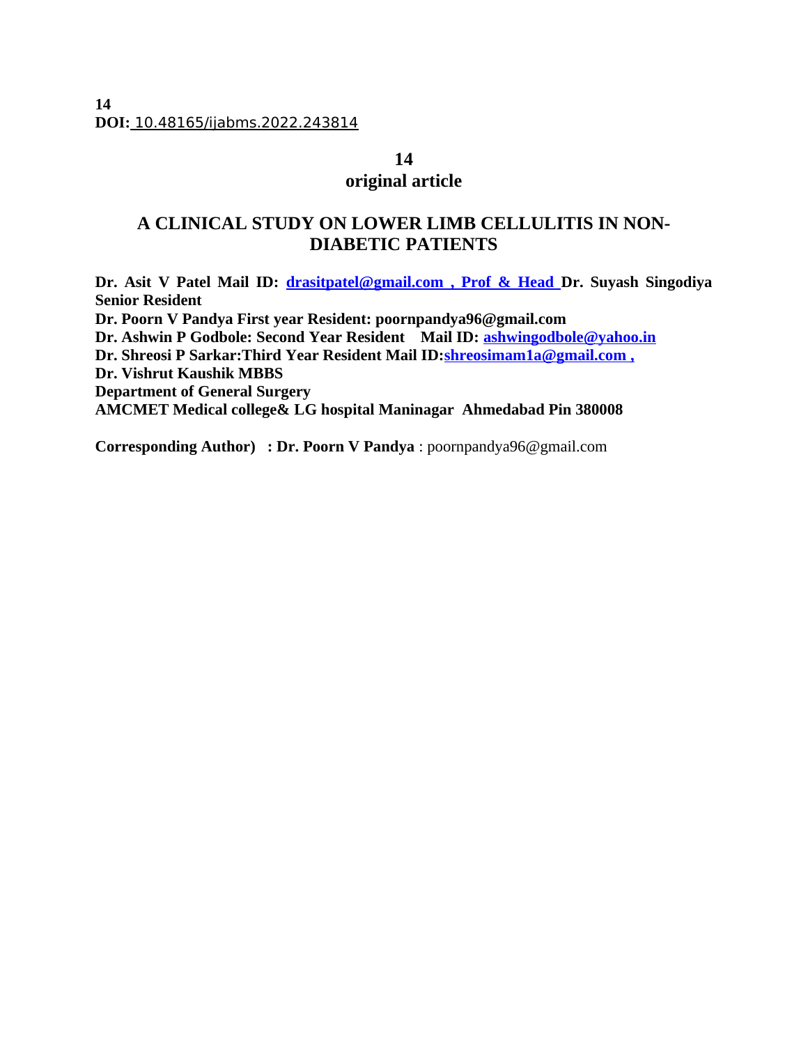**14**
**DOI:** 10.48165/ijabms.2022.243814

**14**

**original article**

# A CLINICAL STUDY ON LOWER LIMB CELLULITIS IN NON-DIABETIC PATIENTS

**Dr. Asit V Patel Mail ID: drasitpatel@gmail.com , Prof & Head Dr. Suyash Singodiya Senior Resident**
**Dr. Poorn V Pandya First year Resident: poornpandya96@gmail.com**
**Dr. Ashwin P Godbole: Second Year Resident Mail ID: ashwingodbole@yahoo.in**
**Dr. Shreosi P Sarkar:Third Year Resident Mail ID:shreosimam1a@gmail.com ,**
**Dr. Vishrut Kaushik MBBS**
**Department of General Surgery**
**AMCMET Medical college& LG hospital Maninagar Ahmedabad Pin 380008**

**Corresponding Author) : Dr. Poorn V Pandya** : poornpandya96@gmail.com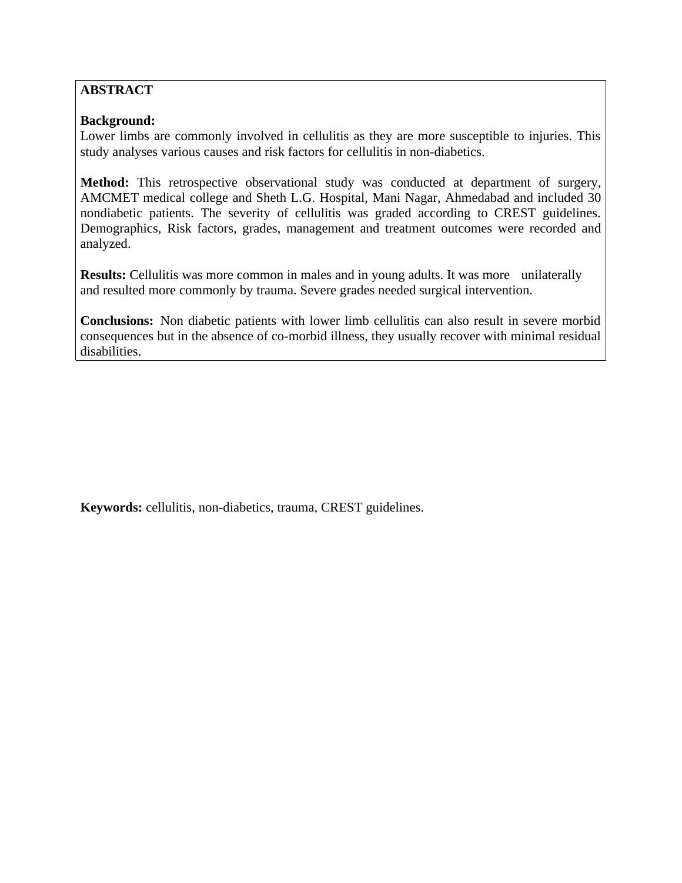## ABSTRACT

**Background:**
Lower limbs are commonly involved in cellulitis as they are more susceptible to injuries. This study analyses various causes and risk factors for cellulitis in non-diabetics.

**Method:** This retrospective observational study was conducted at department of surgery, AMCMET medical college and Sheth L.G. Hospital, Mani Nagar, Ahmedabad and included 30 nondiabetic patients. The severity of cellulitis was graded according to CREST guidelines. Demographics, Risk factors, grades, management and treatment outcomes were recorded and analyzed.

**Results:** Cellulitis was more common in males and in young adults. It was more unilaterally and resulted more commonly by trauma. Severe grades needed surgical intervention.

**Conclusions:** Non diabetic patients with lower limb cellulitis can also result in severe morbid consequences but in the absence of co-morbid illness, they usually recover with minimal residual disabilities.

**Keywords:** cellulitis, non-diabetics, trauma, CREST guidelines.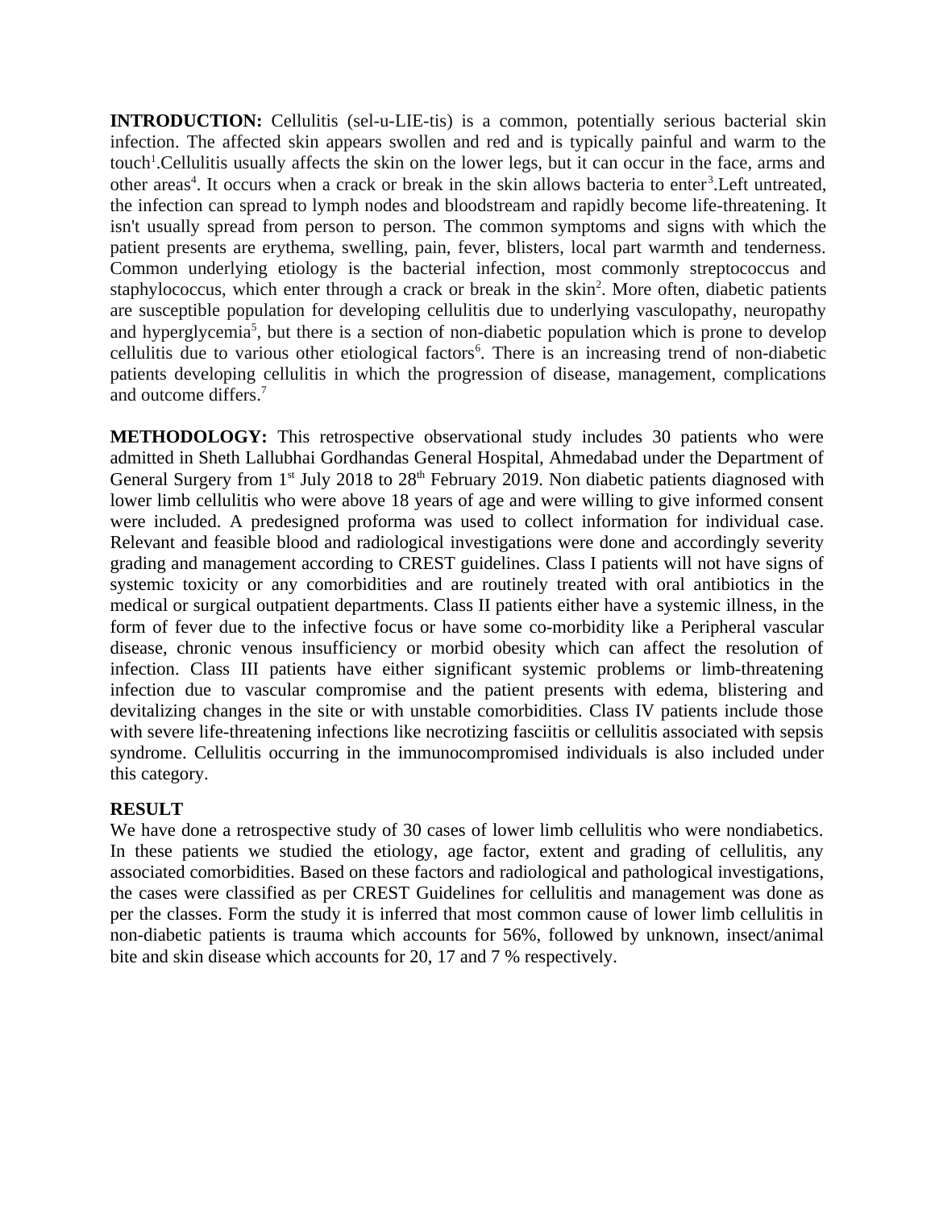**INTRODUCTION:** Cellulitis (sel-u-LIE-tis) is a common, potentially serious bacterial skin infection. The affected skin appears swollen and red and is typically painful and warm to the touch[1].Cellulitis usually affects the skin on the lower legs, but it can occur in the face, arms and other areas[4]. It occurs when a crack or break in the skin allows bacteria to enter[3].Left untreated, the infection can spread to lymph nodes and bloodstream and rapidly become life-threatening. It isn't usually spread from person to person. The common symptoms and signs with which the patient presents are erythema, swelling, pain, fever, blisters, local part warmth and tenderness. Common underlying etiology is the bacterial infection, most commonly streptococcus and staphylococcus, which enter through a crack or break in the skin[2]. More often, diabetic patients are susceptible population for developing cellulitis due to underlying vasculopathy, neuropathy and hyperglycemia[5], but there is a section of non-diabetic population which is prone to develop cellulitis due to various other etiological factors[6]. There is an increasing trend of non-diabetic patients developing cellulitis in which the progression of disease, management, complications and outcome differs.[7]

**METHODOLOGY:** This retrospective observational study includes 30 patients who were admitted in Sheth Lallubhai Gordhandas General Hospital, Ahmedabad under the Department of General Surgery from 1st July 2018 to 28th February 2019. Non diabetic patients diagnosed with lower limb cellulitis who were above 18 years of age and were willing to give informed consent were included. A predesigned proforma was used to collect information for individual case. Relevant and feasible blood and radiological investigations were done and accordingly severity grading and management according to CREST guidelines. Class I patients will not have signs of systemic toxicity or any comorbidities and are routinely treated with oral antibiotics in the medical or surgical outpatient departments. Class II patients either have a systemic illness, in the form of fever due to the infective focus or have some co-morbidity like a Peripheral vascular disease, chronic venous insufficiency or morbid obesity which can affect the resolution of infection. Class III patients have either significant systemic problems or limb-threatening infection due to vascular compromise and the patient presents with edema, blistering and devitalizing changes in the site or with unstable comorbidities. Class IV patients include those with severe life-threatening infections like necrotizing fasciitis or cellulitis associated with sepsis syndrome. Cellulitis occurring in the immunocompromised individuals is also included under this category.

**RESULT**

We have done a retrospective study of 30 cases of lower limb cellulitis who were nondiabetics. In these patients we studied the etiology, age factor, extent and grading of cellulitis, any associated comorbidities. Based on these factors and radiological and pathological investigations, the cases were classified as per CREST Guidelines for cellulitis and management was done as per the classes. Form the study it is inferred that most common cause of lower limb cellulitis in non-diabetic patients is trauma which accounts for 56%, followed by unknown, insect/animal bite and skin disease which accounts for 20, 17 and 7 % respectively.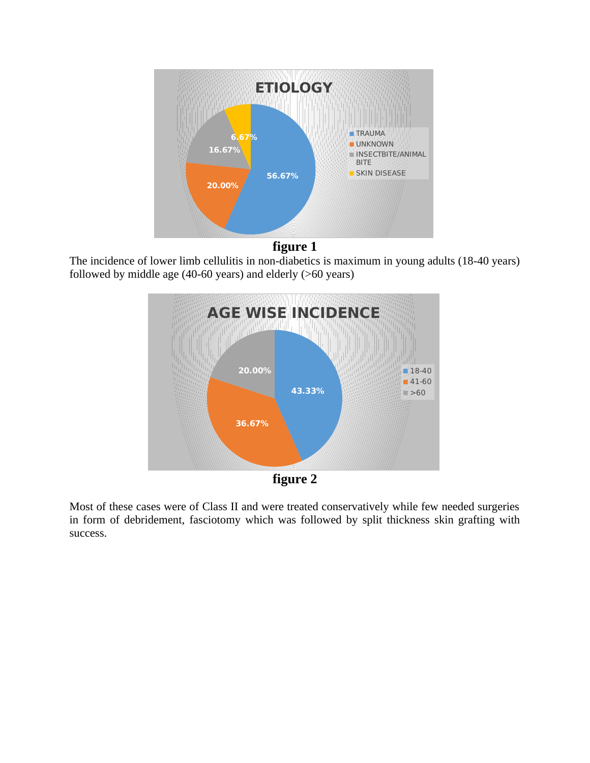**figure 1**

The incidence of lower limb cellulitis in non-diabetics is maximum in young adults (18-40 years) followed by middle age (40-60 years) and elderly (>60 years)

**figure 2**

Most of these cases were of Class II and were treated conservatively while few needed surgeries in form of debridement, fasciotomy which was followed by split thickness skin grafting with success.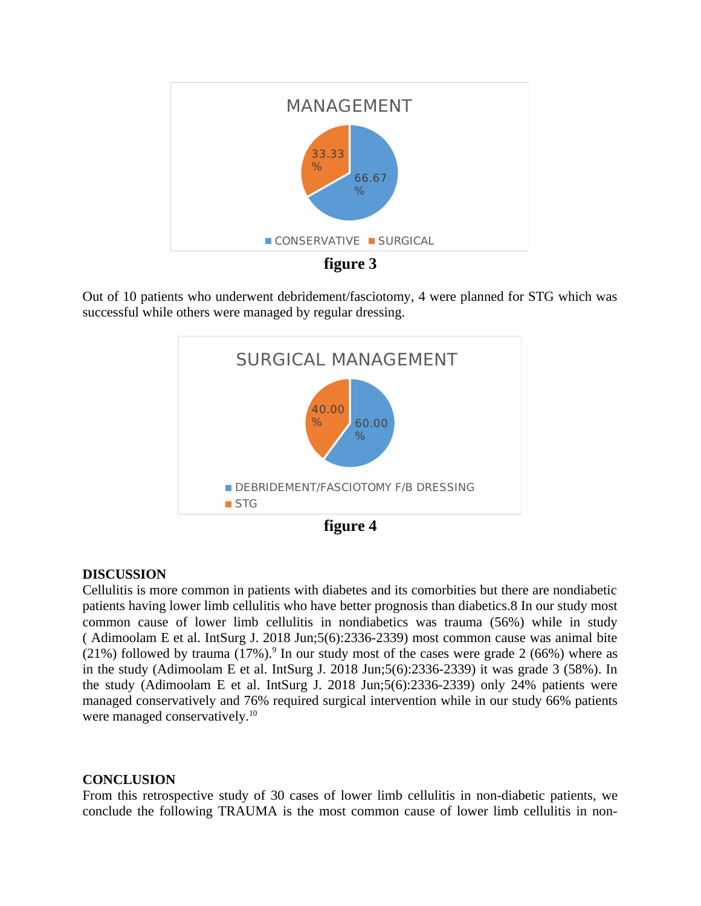figure 3

Out of 10 patients who underwent debridement/fasciotomy, 4 were planned for STG which was successful while others were managed by regular dressing.

figure 4

**DISCUSSION**

Cellulitis is more common in patients with diabetes and its comorbities but there are nondiabetic patients having lower limb cellulitis who have better prognosis than diabetics.8 In our study most common cause of lower limb cellulitis in nondiabetics was trauma (56%) while in study ( Adimoolam E et al. IntSurg J. 2018 Jun;5(6):2336-2339) most common cause was animal bite (21%) followed by trauma (17%).[9] In our study most of the cases were grade 2 (66%) where as in the study (Adimoolam E et al. IntSurg J. 2018 Jun;5(6):2336-2339) it was grade 3 (58%). In the study (Adimoolam E et al. IntSurg J. 2018 Jun;5(6):2336-2339) only 24% patients were managed conservatively and 76% required surgical intervention while in our study 66% patients were managed conservatively.[10]

**CONCLUSION**

From this retrospective study of 30 cases of lower limb cellulitis in non-diabetic patients, we conclude the following TRAUMA is the most common cause of lower limb cellulitis in non-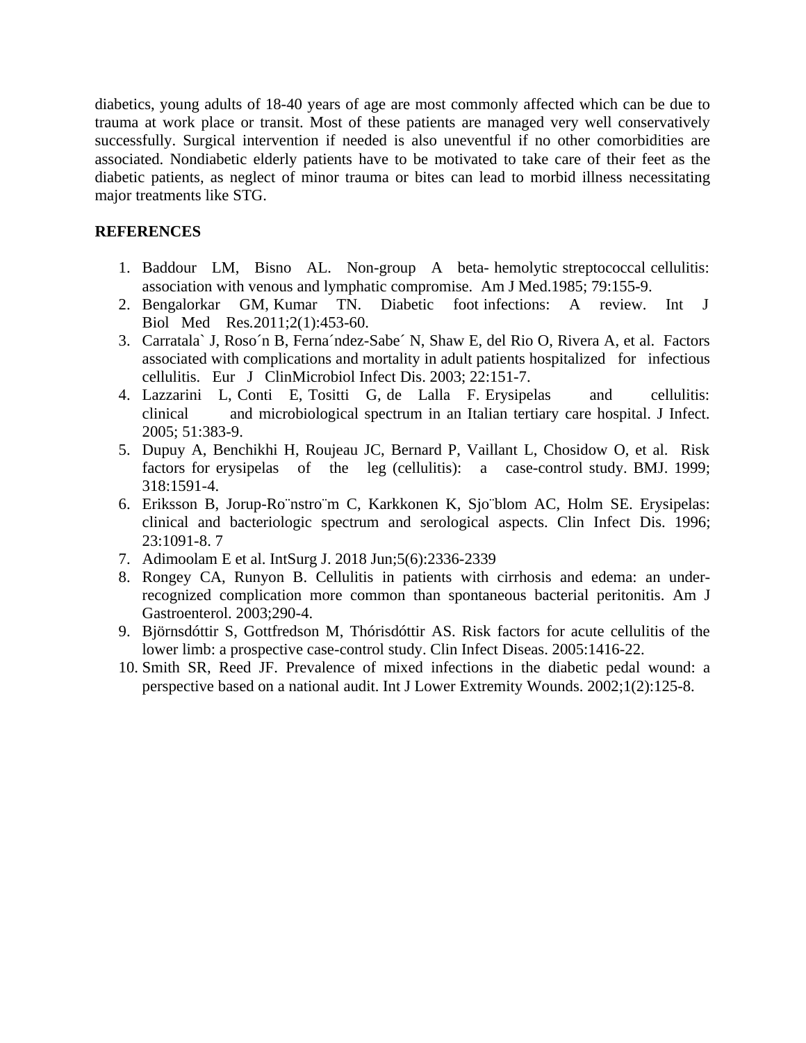diabetics, young adults of 18-40 years of age are most commonly affected which can be due to trauma at work place or transit. Most of these patients are managed very well conservatively successfully. Surgical intervention if needed is also uneventful if no other comorbidities are associated. Nondiabetic elderly patients have to be motivated to take care of their feet as the diabetic patients, as neglect of minor trauma or bites can lead to morbid illness necessitating major treatments like STG.

**REFERENCES**

1. Baddour LM, Bisno AL. Non-group A beta- hemolytic streptococcal cellulitis: association with venous and lymphatic compromise. Am J Med.1985; 79:155-9.
2. Bengalorkar GM, Kumar TN. Diabetic foot infections: A review. Int J Biol Med Res.2011;2(1):453-60.
3. Carratala` J, Roso´n B, Ferna´ndez-Sabe´ N, Shaw E, del Rio O, Rivera A, et al. Factors associated with complications and mortality in adult patients hospitalized for infectious cellulitis. Eur J ClinMicrobiol Infect Dis. 2003; 22:151-7.
4. Lazzarini L, Conti E, Tositti G, de Lalla F. Erysipelas and cellulitis: clinical and microbiological spectrum in an Italian tertiary care hospital. J Infect. 2005; 51:383-9.
5. Dupuy A, Benchikhi H, Roujeau JC, Bernard P, Vaillant L, Chosidow O, et al. Risk factors for erysipelas of the leg (cellulitis): a case-control study. BMJ. 1999; 318:1591-4.
6. Eriksson B, Jorup-Ro¨nstro¨m C, Karkkonen K, Sjo¨blom AC, Holm SE. Erysipelas: clinical and bacteriologic spectrum and serological aspects. Clin Infect Dis. 1996; 23:1091-8. 7
7. Adimoolam E et al. IntSurg J. 2018 Jun;5(6):2336-2339
8. Rongey CA, Runyon B. Cellulitis in patients with cirrhosis and edema: an under-recognized complication more common than spontaneous bacterial peritonitis. Am J Gastroenterol. 2003;290-4.
9. Björnsdóttir S, Gottfredson M, Thórisdóttir AS. Risk factors for acute cellulitis of the lower limb: a prospective case-control study. Clin Infect Diseas. 2005:1416-22.
10. Smith SR, Reed JF. Prevalence of mixed infections in the diabetic pedal wound: a perspective based on a national audit. Int J Lower Extremity Wounds. 2002;1(2):125-8.